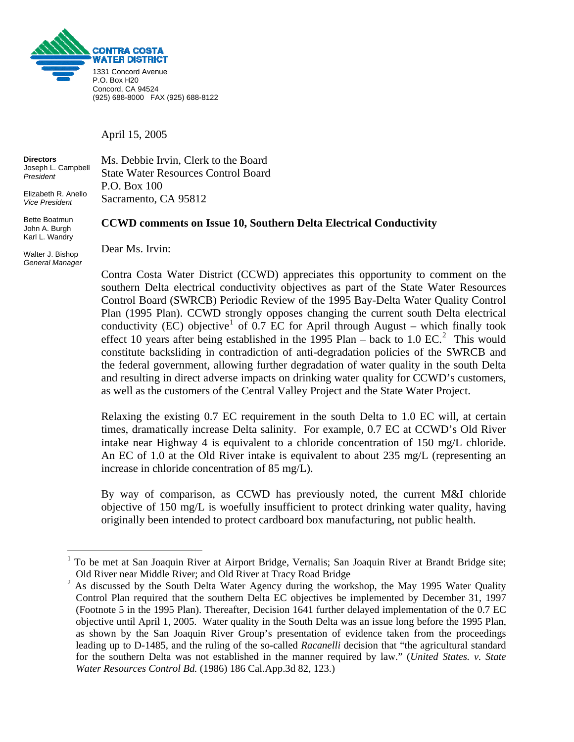**CONTRA COSTA WATER DISTRICT**

1331 Concord Avenue
P.O. Box H20
Concord, CA 94524
(925) 688-8000 FAX (925) 688-8122

**Directors**
Joseph L. Campbell
*President*

Elizabeth R. Anello
*Vice President*

Bette Boatmun
John A. Burgh
Karl L. Wandry

Walter J. Bishop
*General Manager*

April 15, 2005

Ms. Debbie Irvin, Clerk to the Board
State Water Resources Control Board
P.O. Box 100
Sacramento, CA 95812

**CCWD comments on Issue 10, Southern Delta Electrical Conductivity**

Dear Ms. Irvin:

Contra Costa Water District (CCWD) appreciates this opportunity to comment on the southern Delta electrical conductivity objectives as part of the State Water Resources Control Board (SWRCB) Periodic Review of the 1995 Bay-Delta Water Quality Control Plan (1995 Plan). CCWD strongly opposes changing the current south Delta electrical conductivity (EC) objective[1] of 0.7 EC for April through August – which finally took effect 10 years after being established in the 1995 Plan – back to 1.0 EC.[2] This would constitute backsliding in contradiction of anti-degradation policies of the SWRCB and the federal government, allowing further degradation of water quality in the south Delta and resulting in direct adverse impacts on drinking water quality for CCWD's customers, as well as the customers of the Central Valley Project and the State Water Project.

Relaxing the existing 0.7 EC requirement in the south Delta to 1.0 EC will, at certain times, dramatically increase Delta salinity. For example, 0.7 EC at CCWD's Old River intake near Highway 4 is equivalent to a chloride concentration of 150 mg/L chloride. An EC of 1.0 at the Old River intake is equivalent to about 235 mg/L (representing an increase in chloride concentration of 85 mg/L).

By way of comparison, as CCWD has previously noted, the current M&I chloride objective of 150 mg/L is woefully insufficient to protect drinking water quality, having originally been intended to protect cardboard box manufacturing, not public health.

---

[1] To be met at San Joaquin River at Airport Bridge, Vernalis; San Joaquin River at Brandt Bridge site; Old River near Middle River; and Old River at Tracy Road Bridge

[2] As discussed by the South Delta Water Agency during the workshop, the May 1995 Water Quality Control Plan required that the southern Delta EC objectives be implemented by December 31, 1997 (Footnote 5 in the 1995 Plan). Thereafter, Decision 1641 further delayed implementation of the 0.7 EC objective until April 1, 2005. Water quality in the South Delta was an issue long before the 1995 Plan, as shown by the San Joaquin River Group's presentation of evidence taken from the proceedings leading up to D-1485, and the ruling of the so-called *Racanelli* decision that "the agricultural standard for the southern Delta was not established in the manner required by law." (*United States. v. State Water Resources Control Bd.* (1986) 186 Cal.App.3d 82, 123.)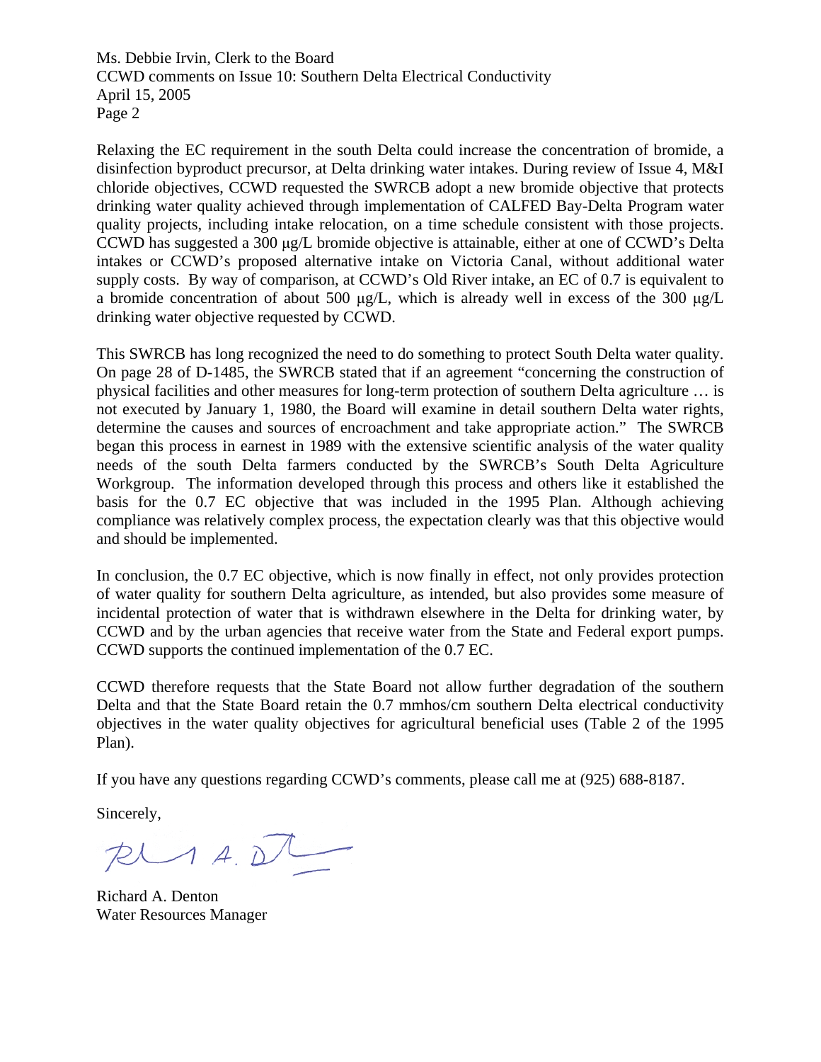Relaxing the EC requirement in the south Delta could increase the concentration of bromide, a disinfection byproduct precursor, at Delta drinking water intakes. During review of Issue 4, M&I chloride objectives, CCWD requested the SWRCB adopt a new bromide objective that protects drinking water quality achieved through implementation of CALFED Bay-Delta Program water quality projects, including intake relocation, on a time schedule consistent with those projects. CCWD has suggested a 300 μg/L bromide objective is attainable, either at one of CCWD's Delta intakes or CCWD's proposed alternative intake on Victoria Canal, without additional water supply costs. By way of comparison, at CCWD's Old River intake, an EC of 0.7 is equivalent to a bromide concentration of about 500 μg/L, which is already well in excess of the 300 μg/L drinking water objective requested by CCWD.

This SWRCB has long recognized the need to do something to protect South Delta water quality. On page 28 of D-1485, the SWRCB stated that if an agreement "concerning the construction of physical facilities and other measures for long-term protection of southern Delta agriculture … is not executed by January 1, 1980, the Board will examine in detail southern Delta water rights, determine the causes and sources of encroachment and take appropriate action." The SWRCB began this process in earnest in 1989 with the extensive scientific analysis of the water quality needs of the south Delta farmers conducted by the SWRCB's South Delta Agriculture Workgroup. The information developed through this process and others like it established the basis for the 0.7 EC objective that was included in the 1995 Plan. Although achieving compliance was relatively complex process, the expectation clearly was that this objective would and should be implemented.

In conclusion, the 0.7 EC objective, which is now finally in effect, not only provides protection of water quality for southern Delta agriculture, as intended, but also provides some measure of incidental protection of water that is withdrawn elsewhere in the Delta for drinking water, by CCWD and by the urban agencies that receive water from the State and Federal export pumps. CCWD supports the continued implementation of the 0.7 EC.

CCWD therefore requests that the State Board not allow further degradation of the southern Delta and that the State Board retain the 0.7 mmhos/cm southern Delta electrical conductivity objectives in the water quality objectives for agricultural beneficial uses (Table 2 of the 1995 Plan).

If you have any questions regarding CCWD's comments, please call me at (925) 688-8187.

Sincerely,

Richard A. Denton
Water Resources Manager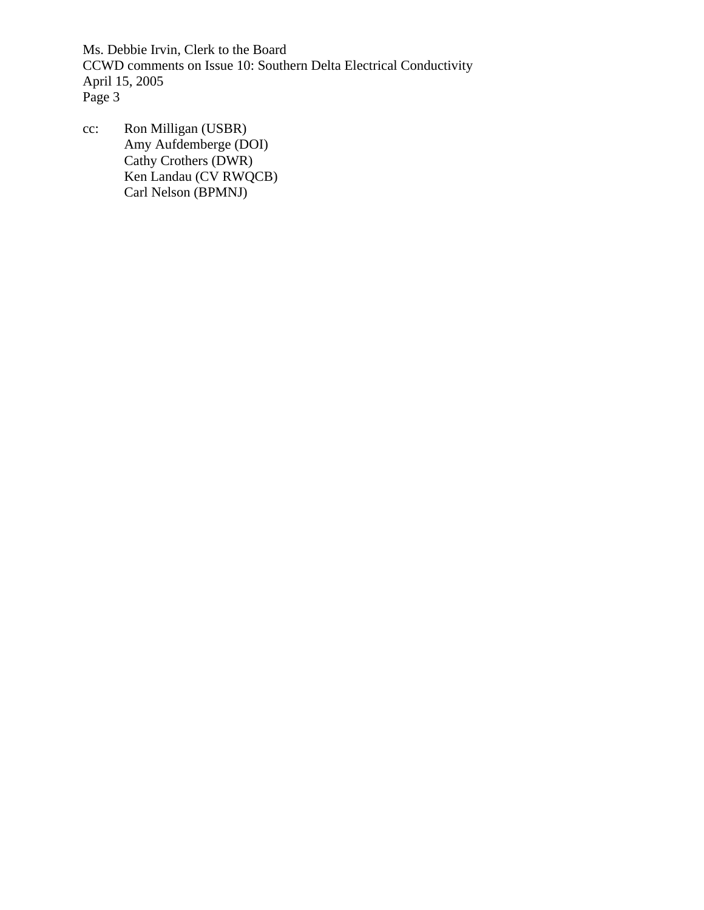cc: Ron Milligan (USBR)
Amy Aufdemberge (DOI)
Cathy Crothers (DWR)
Ken Landau (CV RWQCB)
Carl Nelson (BPMNJ)